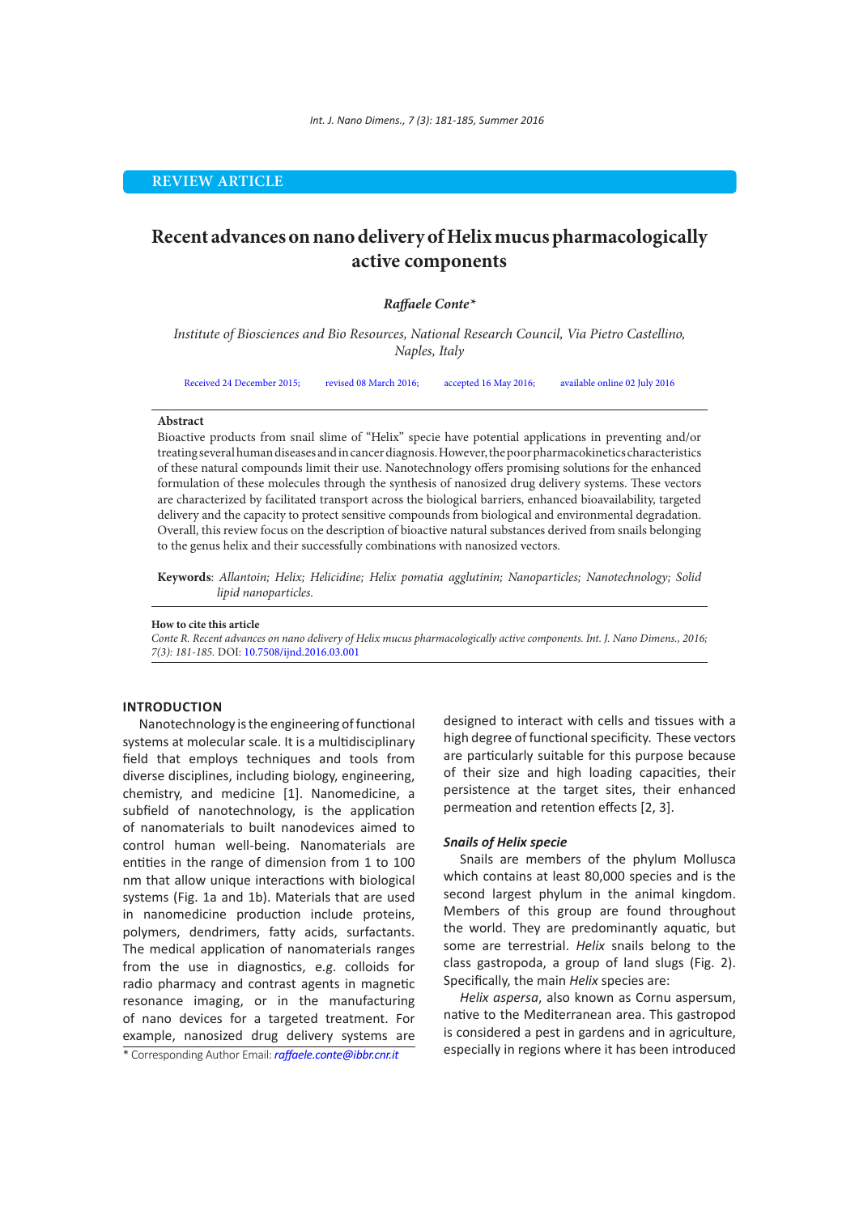REVIEW ARTICLE

# Recent advances on nano delivery of Helix mucus pharmacologically active components

***Raffaele Conte****

*Institute of Biosciences and Bio Resources, National Research Council, Via Pietro Castellino, Naples, Italy*

Received 24 December 2015; revised 08 March 2016; accepted 16 May 2016; available online 02 July 2016

**Abstract**

Bioactive products from snail slime of "Helix" specie have potential applications in preventing and/or treating several human diseases and in cancer diagnosis. However, the poor pharmacokinetics characteristics of these natural compounds limit their use. Nanotechnology offers promising solutions for the enhanced formulation of these molecules through the synthesis of nanosized drug delivery systems. These vectors are characterized by facilitated transport across the biological barriers, enhanced bioavailability, targeted delivery and the capacity to protect sensitive compounds from biological and environmental degradation. Overall, this review focus on the description of bioactive natural substances derived from snails belonging to the genus helix and their successfully combinations with nanosized vectors.

**Keywords**: *Allantoin; Helix; Helicidine; Helix pomatia agglutinin; Nanoparticles; Nanotechnology; Solid lipid nanoparticles.*

**How to cite this article**
*Conte R. Recent advances on nano delivery of Helix mucus pharmacologically active components. Int. J. Nano Dimens., 2016; 7(3): 181-185.* DOI: 10.7508/ijnd.2016.03.001

## INTRODUCTION

Nanotechnology is the engineering of functional systems at molecular scale. It is a multidisciplinary field that employs techniques and tools from diverse disciplines, including biology, engineering, chemistry, and medicine [1]. Nanomedicine, a subfield of nanotechnology, is the application of nanomaterials to built nanodevices aimed to control human well-being. Nanomaterials are entities in the range of dimension from 1 to 100 nm that allow unique interactions with biological systems (Fig. 1a and 1b). Materials that are used in nanomedicine production include proteins, polymers, dendrimers, fatty acids, surfactants. The medical application of nanomaterials ranges from the use in diagnostics, *e.g.* colloids for radio pharmacy and contrast agents in magnetic resonance imaging, or in the manufacturing of nano devices for a targeted treatment. For example, nanosized drug delivery systems are designed to interact with cells and tissues with a high degree of functional specificity. These vectors are particularly suitable for this purpose because of their size and high loading capacities, their persistence at the target sites, their enhanced permeation and retention effects [2, 3].

### *Snails of Helix specie*

Snails are members of the phylum Mollusca which contains at least 80,000 species and is the second largest phylum in the animal kingdom. Members of this group are found throughout the world. They are predominantly aquatic, but some are terrestrial. *Helix* snails belong to the class gastropoda, a group of land slugs (Fig. 2). Specifically, the main *Helix* species are:

*Helix aspersa*, also known as Cornu aspersum, native to the Mediterranean area. This gastropod is considered a pest in gardens and in agriculture, especially in regions where it has been introduced

\* Corresponding Author Email: *raffaele.conte@ibbr.cnr.it*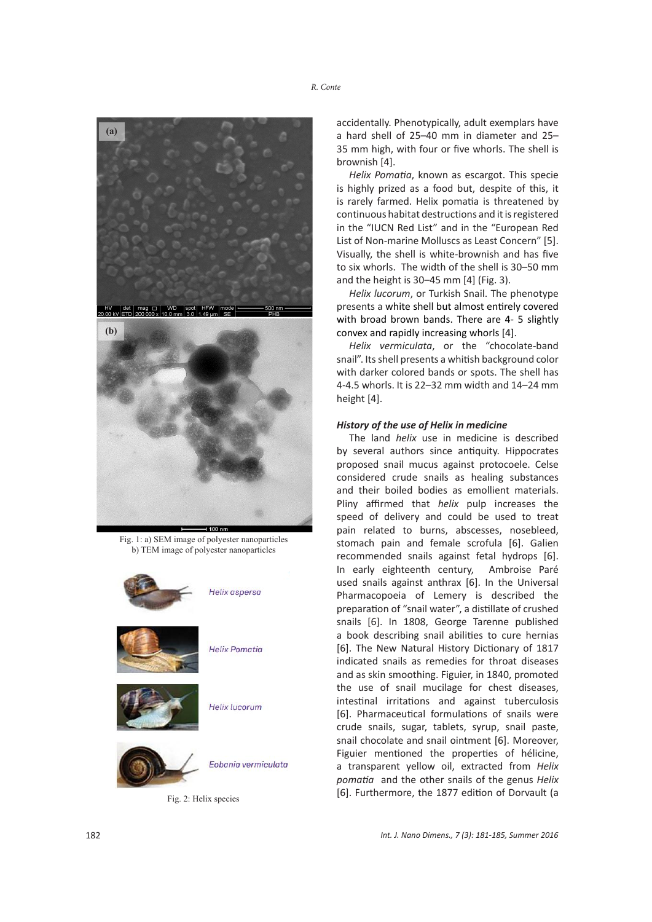Fig. 1: a) SEM image of polyester nanoparticles
b) TEM image of polyester nanoparticles

Fig. 2: Helix species

accidentally. Phenotypically, adult exemplars have a hard shell of 25–40 mm in diameter and 25–35 mm high, with four or five whorls. The shell is brownish [4].

*Helix Pomatia*, known as escargot. This specie is highly prized as a food but, despite of this, it is rarely farmed. Helix pomatia is threatened by continuous habitat destructions and it is registered in the "IUCN Red List" and in the "European Red List of Non-marine Molluscs as Least Concern" [5]. Visually, the shell is white-brownish and has five to six whorls. The width of the shell is 30–50 mm and the height is 30–45 mm [4] (Fig. 3).

*Helix lucorum*, or Turkish Snail. The phenotype presents a white shell but almost entirely covered with broad brown bands. There are 4- 5 slightly convex and rapidly increasing whorls [4].

*Helix vermiculata*, or the "chocolate-band snail". Its shell presents a whitish background color with darker colored bands or spots. The shell has 4-4.5 whorls. It is 22–32 mm width and 14–24 mm height [4].

### *History of the use of Helix in medicine*

The land *helix* use in medicine is described by several authors since antiquity. Hippocrates proposed snail mucus against protocoele. Celse considered crude snails as healing substances and their boiled bodies as emollient materials. Pliny affirmed that *helix* pulp increases the speed of delivery and could be used to treat pain related to burns, abscesses, nosebleed, stomach pain and female scrofula [6]. Galien recommended snails against fetal hydrops [6]. In early eighteenth century, Ambroise Paré used snails against anthrax [6]. In the Universal Pharmacopoeia of Lemery is described the preparation of "snail water", a distillate of crushed snails [6]. In 1808, George Tarenne published a book describing snail abilities to cure hernias [6]. The New Natural History Dictionary of 1817 indicated snails as remedies for throat diseases and as skin smoothing. Figuier, in 1840, promoted the use of snail mucilage for chest diseases, intestinal irritations and against tuberculosis [6]. Pharmaceutical formulations of snails were crude snails, sugar, tablets, syrup, snail paste, snail chocolate and snail ointment [6]. Moreover, Figuier mentioned the properties of hélicine, a transparent yellow oil, extracted from *Helix pomatia* and the other snails of the genus *Helix* [6]. Furthermore, the 1877 edition of Dorvault (a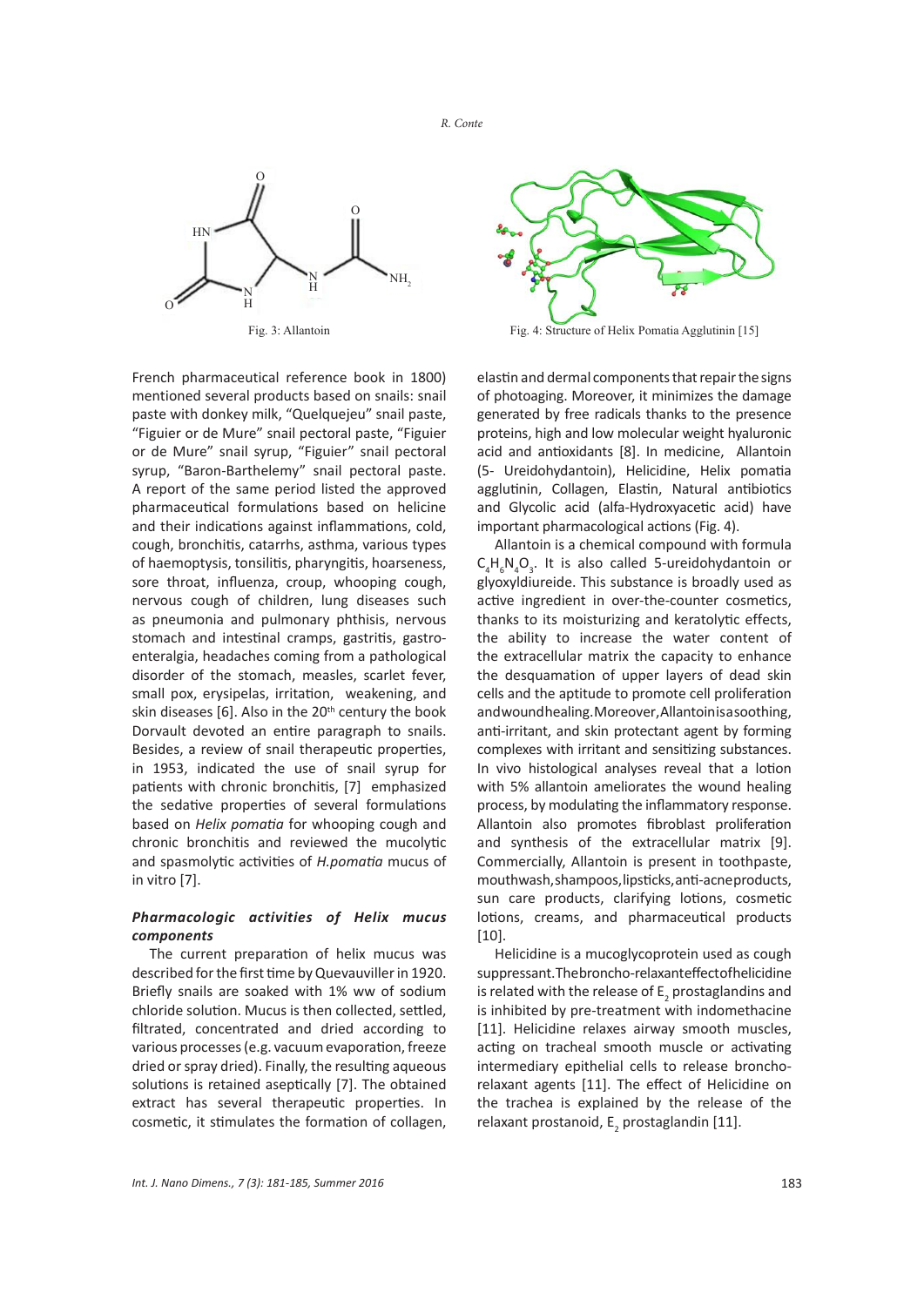Fig. 3: Allantoin

Fig. 4: Structure of Helix Pomatia Agglutinin [15]

French pharmaceutical reference book in 1800) mentioned several products based on snails: snail paste with donkey milk, "Quelquejeu" snail paste, "Figuier or de Mure" snail pectoral paste, "Figuier or de Mure" snail syrup, "Figuier" snail pectoral syrup, "Baron-Barthelemy" snail pectoral paste. A report of the same period listed the approved pharmaceutical formulations based on helicine and their indications against inflammations, cold, cough, bronchitis, catarrhs, asthma, various types of haemoptysis, tonsilitis, pharyngitis, hoarseness, sore throat, influenza, croup, whooping cough, nervous cough of children, lung diseases such as pneumonia and pulmonary phthisis, nervous stomach and intestinal cramps, gastritis, gastro-enteralgia, headaches coming from a pathological disorder of the stomach, measles, scarlet fever, small pox, erysipelas, irritation, weakening, and skin diseases [6]. Also in the 20th century the book Dorvault devoted an entire paragraph to snails. Besides, a review of snail therapeutic properties, in 1953, indicated the use of snail syrup for patients with chronic bronchitis, [7] emphasized the sedative properties of several formulations based on *Helix pomatia* for whooping cough and chronic bronchitis and reviewed the mucolytic and spasmolytic activities of *H.pomatia* mucus of in vitro [7].

### *Pharmacologic activities of Helix mucus components*

The current preparation of helix mucus was described for the first time by Quevauviller in 1920. Briefly snails are soaked with 1% ww of sodium chloride solution. Mucus is then collected, settled, filtrated, concentrated and dried according to various processes (e.g. vacuum evaporation, freeze dried or spray dried). Finally, the resulting aqueous solutions is retained aseptically [7]. The obtained extract has several therapeutic properties. In cosmetic, it stimulates the formation of collagen, elastin and dermal components that repair the signs of photoaging. Moreover, it minimizes the damage generated by free radicals thanks to the presence proteins, high and low molecular weight hyaluronic acid and antioxidants [8]. In medicine, Allantoin (5- Ureidohydantoin), Helicidine, Helix pomatia agglutinin, Collagen, Elastin, Natural antibiotics and Glycolic acid (alfa-Hydroxyacetic acid) have important pharmacological actions (Fig. 4).

Allantoin is a chemical compound with formula $C_4H_6N_4O_3$. It is also called 5-ureidohydantoin or glyoxyldiureide. This substance is broadly used as active ingredient in over-the-counter cosmetics, thanks to its moisturizing and keratolytic effects, the ability to increase the water content of the extracellular matrix the capacity to enhance the desquamation of upper layers of dead skin cells and the aptitude to promote cell proliferation and wound healing. Moreover, Allantoin is a soothing, anti-irritant, and skin protectant agent by forming complexes with irritant and sensitizing substances. In vivo histological analyses reveal that a lotion with 5% allantoin ameliorates the wound healing process, by modulating the inflammatory response. Allantoin also promotes fibroblast proliferation and synthesis of the extracellular matrix [9]. Commercially, Allantoin is present in toothpaste, mouthwash, shampoos, lipsticks, anti-acne products, sun care products, clarifying lotions, cosmetic lotions, creams, and pharmaceutical products [10].

Helicidine is a mucoglycoprotein used as cough suppressant. The broncho-relaxant effect of helicidine is related with the release of $E_2$ prostaglandins and is inhibited by pre-treatment with indomethacine [11]. Helicidine relaxes airway smooth muscles, acting on tracheal smooth muscle or activating intermediary epithelial cells to release broncho-relaxant agents [11]. The effect of Helicidine on the trachea is explained by the release of the relaxant prostanoid, $E_2$ prostaglandin [11].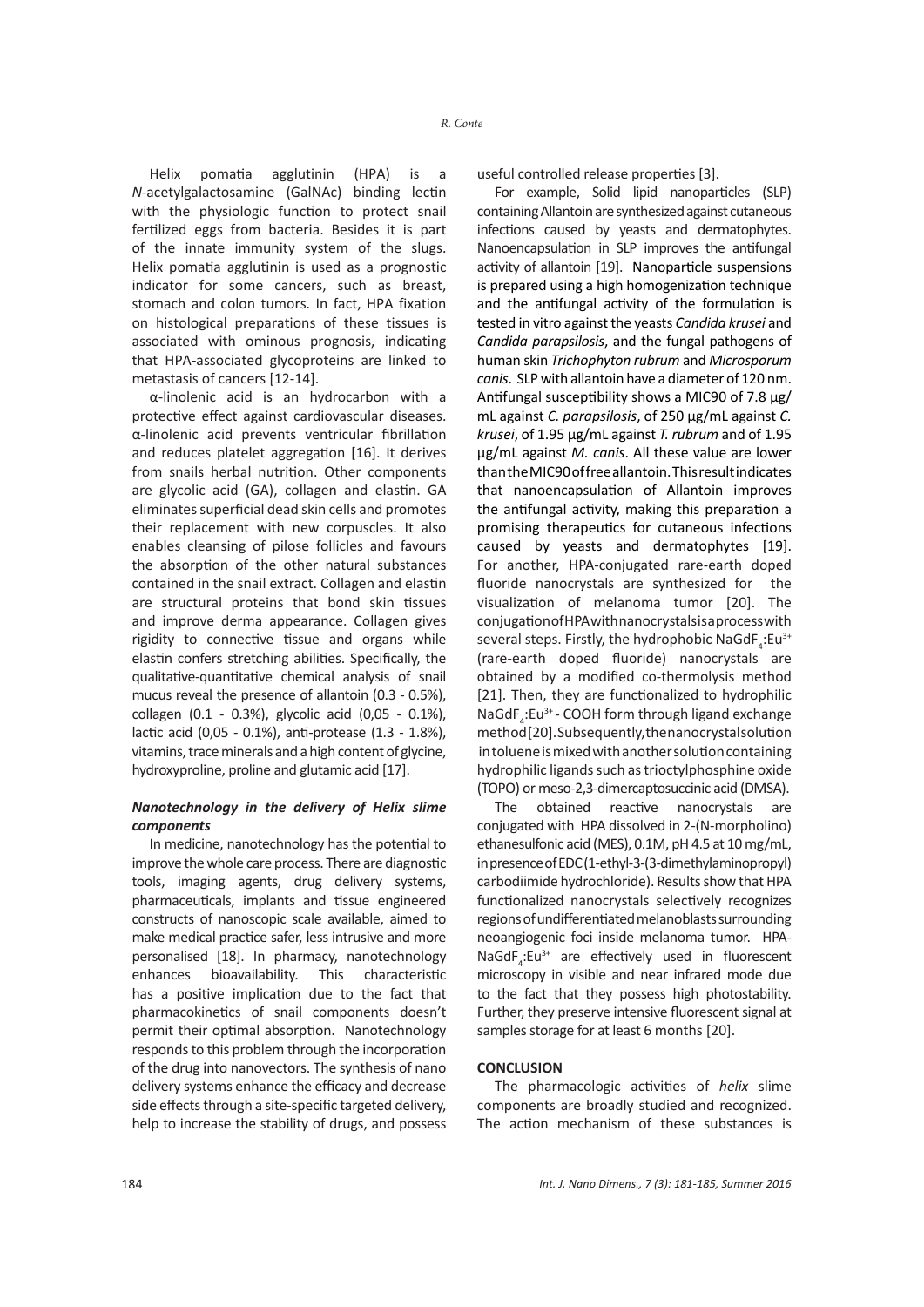Helix pomatia agglutinin (HPA) is a *N*-acetylgalactosamine (GalNAc) binding lectin with the physiologic function to protect snail fertilized eggs from bacteria. Besides it is part of the innate immunity system of the slugs. Helix pomatia agglutinin is used as a prognostic indicator for some cancers, such as breast, stomach and colon tumors. In fact, HPA fixation on histological preparations of these tissues is associated with ominous prognosis, indicating that HPA-associated glycoproteins are linked to metastasis of cancers [12-14].

α-linolenic acid is an hydrocarbon with a protective effect against cardiovascular diseases. α-linolenic acid prevents ventricular fibrillation and reduces platelet aggregation [16]. It derives from snails herbal nutrition. Other components are glycolic acid (GA), collagen and elastin. GA eliminates superficial dead skin cells and promotes their replacement with new corpuscles. It also enables cleansing of pilose follicles and favours the absorption of the other natural substances contained in the snail extract. Collagen and elastin are structural proteins that bond skin tissues and improve derma appearance. Collagen gives rigidity to connective tissue and organs while elastin confers stretching abilities. Specifically, the qualitative-quantitative chemical analysis of snail mucus reveal the presence of allantoin (0.3 - 0.5%), collagen (0.1 - 0.3%), glycolic acid (0,05 - 0.1%), lactic acid (0,05 - 0.1%), anti-protease (1.3 - 1.8%), vitamins, trace minerals and a high content of glycine, hydroxyproline, proline and glutamic acid [17].

### *Nanotechnology in the delivery of Helix slime components*

In medicine, nanotechnology has the potential to improve the whole care process. There are diagnostic tools, imaging agents, drug delivery systems, pharmaceuticals, implants and tissue engineered constructs of nanoscopic scale available, aimed to make medical practice safer, less intrusive and more personalised [18]. In pharmacy, nanotechnology enhances bioavailability. This characteristic has a positive implication due to the fact that pharmacokinetics of snail components doesn't permit their optimal absorption. Nanotechnology responds to this problem through the incorporation of the drug into nanovectors. The synthesis of nano delivery systems enhance the efficacy and decrease side effects through a site-specific targeted delivery, help to increase the stability of drugs, and possess useful controlled release properties [3].

For example, Solid lipid nanoparticles (SLP) containing Allantoin are synthesized against cutaneous infections caused by yeasts and dermatophytes. Nanoencapsulation in SLP improves the antifungal activity of allantoin [19]. Nanoparticle suspensions is prepared using a high homogenization technique and the antifungal activity of the formulation is tested in vitro against the yeasts *Candida krusei* and *Candida parapsilosis*, and the fungal pathogens of human skin *Trichophyton rubrum* and *Microsporum canis*. SLP with allantoin have a diameter of 120 nm. Antifungal susceptibility shows a MIC90 of 7.8 µg/mL against *C. parapsilosis*, of 250 µg/mL against *C. krusei*, of 1.95 µg/mL against *T. rubrum* and of 1.95 µg/mL against *M. canis*. All these value are lower than the MIC90 of free allantoin. This result indicates that nanoencapsulation of Allantoin improves the antifungal activity, making this preparation a promising therapeutics for cutaneous infections caused by yeasts and dermatophytes [19]. For another, HPA-conjugated rare-earth doped fluoride nanocrystals are synthesized for the visualization of melanoma tumor [20]. The conjugation of HPA with nanocrystals is a process with several steps. Firstly, the hydrophobic $NaGdF_4:Eu^{3+}$ (rare-earth doped fluoride) nanocrystals are obtained by a modified co-thermolysis method [21]. Then, they are functionalized to hydrophilic $NaGdF_4:Eu^{3+}$ - COOH form through ligand exchange method [20]. Subsequently, the nanocrystal solution in toluene is mixed with another solution containing hydrophilic ligands such as trioctylphosphine oxide (TOPO) or meso-2,3-dimercaptosuccinic acid (DMSA).

The obtained reactive nanocrystals are conjugated with HPA dissolved in 2-(N-morpholino) ethanesulfonic acid (MES), 0.1M, pH 4.5 at 10 mg/mL, in presence of EDC (1-ethyl-3-(3-dimethylaminopropyl) carbodiimide hydrochloride). Results show that HPA functionalized nanocrystals selectively recognizes regions of undifferentiated melanoblasts surrounding neoangiogenic foci inside melanoma tumor. HPA-$NaGdF_4:Eu^{3+}$ are effectively used in fluorescent microscopy in visible and near infrared mode due to the fact that they possess high photostability. Further, they preserve intensive fluorescent signal at samples storage for at least 6 months [20].

## CONCLUSION

The pharmacologic activities of *helix* slime components are broadly studied and recognized. The action mechanism of these substances is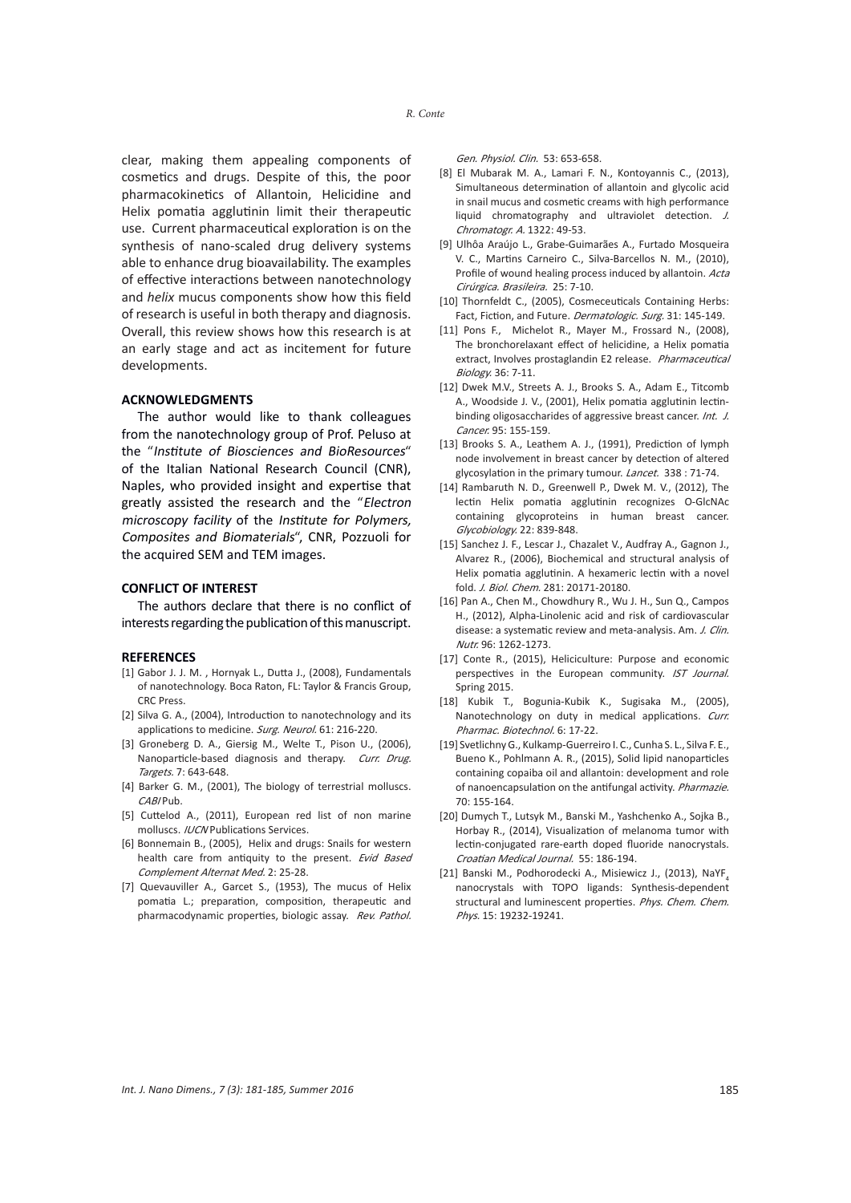clear, making them appealing components of cosmetics and drugs. Despite of this, the poor pharmacokinetics of Allantoin, Helicidine and Helix pomatia agglutinin limit their therapeutic use. Current pharmaceutical exploration is on the synthesis of nano-scaled drug delivery systems able to enhance drug bioavailability. The examples of effective interactions between nanotechnology and *helix* mucus components show how this field of research is useful in both therapy and diagnosis. Overall, this review shows how this research is at an early stage and act as incitement for future developments.

## ACKNOWLEDGMENTS

The author would like to thank colleagues from the nanotechnology group of Prof. Peluso at the "*Institute of Biosciences and BioResources*" of the Italian National Research Council (CNR), Naples, who provided insight and expertise that greatly assisted the research and the "*Electron microscopy facility* of the *Institute for Polymers, Composites and Biomaterials*", CNR, Pozzuoli for the acquired SEM and TEM images.

## CONFLICT OF INTEREST

The authors declare that there is no conflict of interests regarding the publication of this manuscript.

## REFERENCES

[1] Gabor J. J. M. , Hornyak L., Dutta J., (2008), Fundamentals of nanotechnology. Boca Raton, FL: Taylor & Francis Group, CRC Press.

[2] Silva G. A., (2004), Introduction to nanotechnology and its applications to medicine. *Surg. Neurol.* 61: 216-220.

[3] Groneberg D. A., Giersig M., Welte T., Pison U., (2006), Nanoparticle-based diagnosis and therapy. *Curr. Drug. Targets.* 7: 643-648.

[4] Barker G. M., (2001), The biology of terrestrial molluscs. *CABI* Pub.

[5] Cuttelod A., (2011), European red list of non marine molluscs. *IUCN* Publications Services.

[6] Bonnemain B., (2005), Helix and drugs: Snails for western health care from antiquity to the present. *Evid Based Complement Alternat Med.* 2: 25-28.

[7] Quevauviller A., Garcet S., (1953), The mucus of Helix pomatia L.; preparation, composition, therapeutic and pharmacodynamic properties, biologic assay. *Rev. Pathol. Gen. Physiol. Clin.* 53: 653-658.

[8] El Mubarak M. A., Lamari F. N., Kontoyannis C., (2013), Simultaneous determination of allantoin and glycolic acid in snail mucus and cosmetic creams with high performance liquid chromatography and ultraviolet detection. *J. Chromatogr. A.* 1322: 49-53.

[9] Ulhôa Araújo L., Grabe-Guimarães A., Furtado Mosqueira V. C., Martins Carneiro C., Silva-Barcellos N. M., (2010), Profile of wound healing process induced by allantoin. *Acta Cirúrgica. Brasileira.* 25: 7-10.

[10] Thornfeldt C., (2005), Cosmeceuticals Containing Herbs: Fact, Fiction, and Future. *Dermatologic. Surg.* 31: 145-149.

[11] Pons F., Michelot R., Mayer M., Frossard N., (2008), The bronchorelaxant effect of helicidine, a Helix pomatia extract, Involves prostaglandin E2 release. *Pharmaceutical Biology.* 36: 7-11.

[12] Dwek M.V., Streets A. J., Brooks S. A., Adam E., Titcomb A., Woodside J. V., (2001), Helix pomatia agglutinin lectin-binding oligosaccharides of aggressive breast cancer. *Int. J. Cancer.* 95: 155-159.

[13] Brooks S. A., Leathem A. J., (1991), Prediction of lymph node involvement in breast cancer by detection of altered glycosylation in the primary tumour. *Lancet.* 338 : 71-74.

[14] Rambaruth N. D., Greenwell P., Dwek M. V., (2012), The lectin Helix pomatia agglutinin recognizes O-GlcNAc containing glycoproteins in human breast cancer. *Glycobiology.* 22: 839-848.

[15] Sanchez J. F., Lescar J., Chazalet V., Audfray A., Gagnon J., Alvarez R., (2006), Biochemical and structural analysis of Helix pomatia agglutinin. A hexameric lectin with a novel fold. *J. Biol. Chem.* 281: 20171-20180.

[16] Pan A., Chen M., Chowdhury R., Wu J. H., Sun Q., Campos H., (2012), Alpha-Linolenic acid and risk of cardiovascular disease: a systematic review and meta-analysis. Am. *J. Clin. Nutr.* 96: 1262-1273.

[17] Conte R., (2015), Heliciculture: Purpose and economic perspectives in the European community. *IST Journal.* Spring 2015.

[18] Kubik T., Bogunia-Kubik K., Sugisaka M., (2005), Nanotechnology on duty in medical applications. *Curr. Pharmac. Biotechnol.* 6: 17-22.

[19] Svetlichny G., Kulkamp-Guerreiro I. C., Cunha S. L., Silva F. E., Bueno K., Pohlmann A. R., (2015), Solid lipid nanoparticles containing copaiba oil and allantoin: development and role of nanoencapsulation on the antifungal activity. *Pharmazie.* 70: 155-164.

[20] Dumych T., Lutsyk M., Banski M., Yashchenko A., Sojka B., Horbay R., (2014), Visualization of melanoma tumor with lectin-conjugated rare-earth doped fluoride nanocrystals. *Croatian Medical Journal.* 55: 186-194.

[21] Banski M., Podhorodecki A., Misiewicz J., (2013), $NaYF_4$ nanocrystals with TOPO ligands: Synthesis-dependent structural and luminescent properties. *Phys. Chem. Chem. Phys.* 15: 19232-19241.